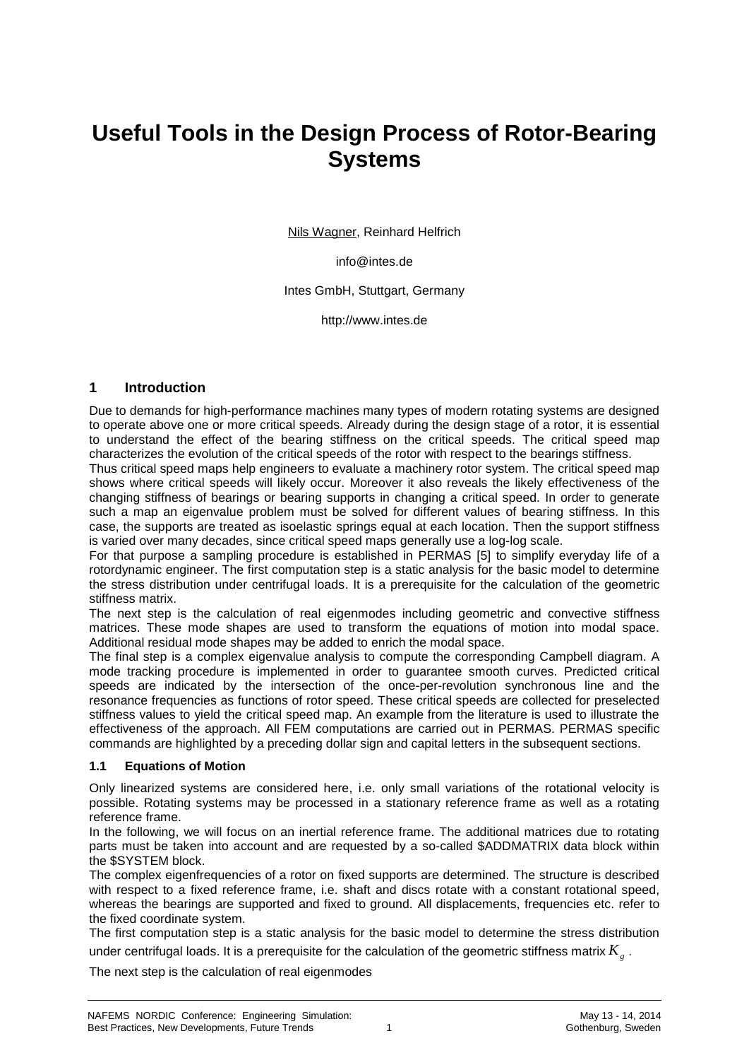# Useful Tools in the Design Process of Rotor-Bearing Systems

Nils Wagner, Reinhard Helfrich

info@intes.de

Intes GmbH, Stuttgart, Germany

http://www.intes.de

## 1 Introduction

Due to demands for high-performance machines many types of modern rotating systems are designed to operate above one or more critical speeds. Already during the design stage of a rotor, it is essential to understand the effect of the bearing stiffness on the critical speeds. The critical speed map characterizes the evolution of the critical speeds of the rotor with respect to the bearings stiffness.

Thus critical speed maps help engineers to evaluate a machinery rotor system. The critical speed map shows where critical speeds will likely occur. Moreover it also reveals the likely effectiveness of the changing stiffness of bearings or bearing supports in changing a critical speed. In order to generate such a map an eigenvalue problem must be solved for different values of bearing stiffness. In this case, the supports are treated as isoelastic springs equal at each location. Then the support stiffness is varied over many decades, since critical speed maps generally use a log-log scale.

For that purpose a sampling procedure is established in PERMAS [5] to simplify everyday life of a rotordynamic engineer. The first computation step is a static analysis for the basic model to determine the stress distribution under centrifugal loads. It is a prerequisite for the calculation of the geometric stiffness matrix.

The next step is the calculation of real eigenmodes including geometric and convective stiffness matrices. These mode shapes are used to transform the equations of motion into modal space. Additional residual mode shapes may be added to enrich the modal space.

The final step is a complex eigenvalue analysis to compute the corresponding Campbell diagram. A mode tracking procedure is implemented in order to guarantee smooth curves. Predicted critical speeds are indicated by the intersection of the once-per-revolution synchronous line and the resonance frequencies as functions of rotor speed. These critical speeds are collected for preselected stiffness values to yield the critical speed map. An example from the literature is used to illustrate the effectiveness of the approach. All FEM computations are carried out in PERMAS. PERMAS specific commands are highlighted by a preceding dollar sign and capital letters in the subsequent sections.

### 1.1 Equations of Motion

Only linearized systems are considered here, i.e. only small variations of the rotational velocity is possible. Rotating systems may be processed in a stationary reference frame as well as a rotating reference frame.

In the following, we will focus on an inertial reference frame. The additional matrices due to rotating parts must be taken into account and are requested by a so-called $ADDMATRIX data block within the $SYSTEM block.

The complex eigenfrequencies of a rotor on fixed supports are determined. The structure is described with respect to a fixed reference frame, i.e. shaft and discs rotate with a constant rotational speed, whereas the bearings are supported and fixed to ground. All displacements, frequencies etc. refer to the fixed coordinate system.

The first computation step is a static analysis for the basic model to determine the stress distribution under centrifugal loads. It is a prerequisite for the calculation of the geometric stiffness matrix $K_g$.

The next step is the calculation of real eigenmodes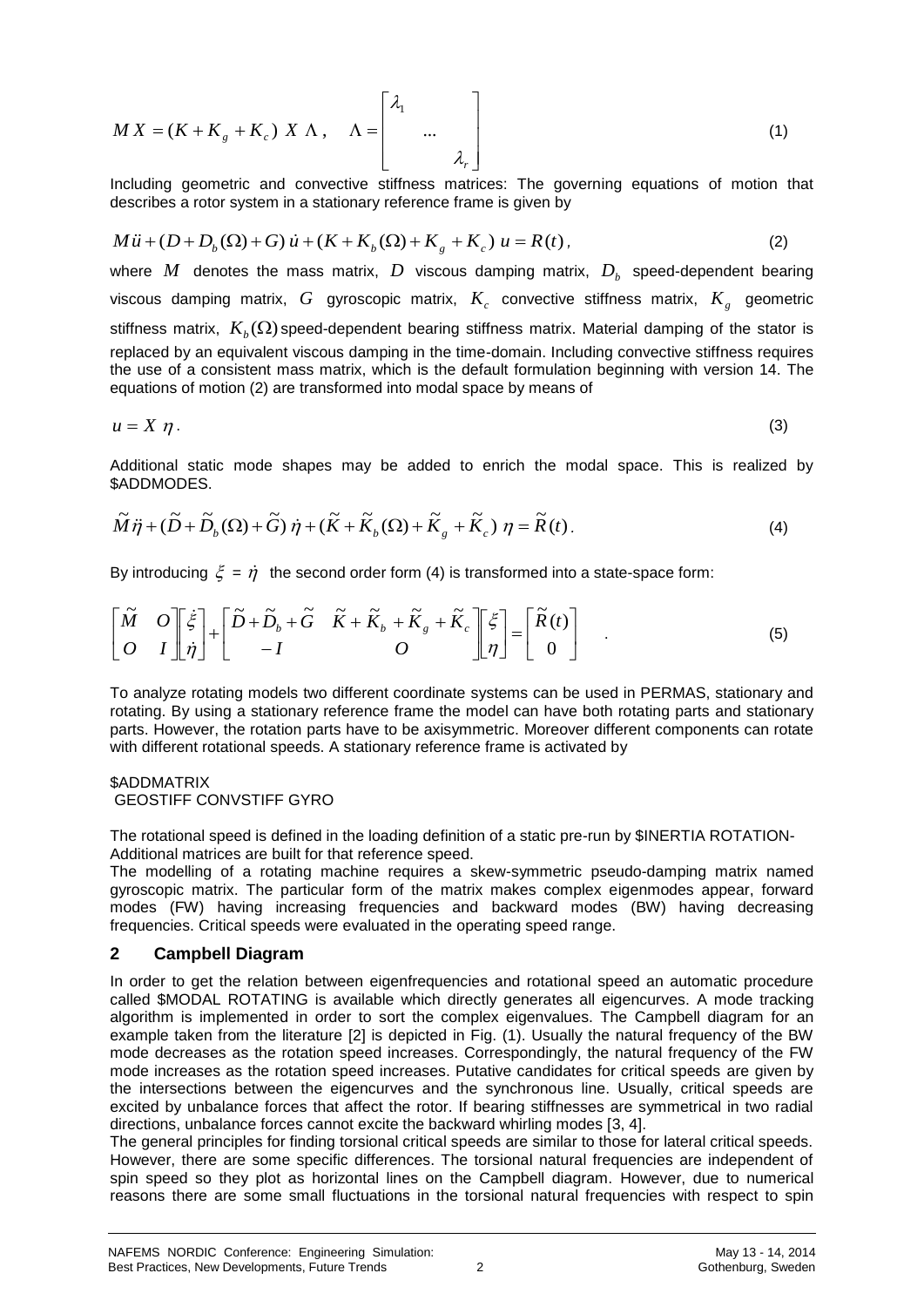$$M X = (K + K_g + K_c) \; X \; \Lambda \,, \quad \Lambda = \begin{bmatrix} \lambda_1 & & \\ & \ldots & \\ & & \lambda_r \end{bmatrix} \tag{1}$$

Including geometric and convective stiffness matrices: The governing equations of motion that describes a rotor system in a stationary reference frame is given by

$$M \ddot{u} + (D + D_b(\Omega) + G) \, \dot{u} + (K + K_b(\Omega) + K_g + K_c) \; u = R(t) \,, \tag{2}$$

where $M$ denotes the mass matrix, $D$ viscous damping matrix, $D_b$ speed-dependent bearing viscous damping matrix, $G$ gyroscopic matrix, $K_c$ convective stiffness matrix, $K_g$ geometric stiffness matrix, $K_b(\Omega)$ speed-dependent bearing stiffness matrix. Material damping of the stator is replaced by an equivalent viscous damping in the time-domain. Including convective stiffness requires the use of a consistent mass matrix, which is the default formulation beginning with version 14. The equations of motion (2) are transformed into modal space by means of

$$u = X \; \eta \,. \tag{3}$$

Additional static mode shapes may be added to enrich the modal space. This is realized by $ADDMODES.

$$\widetilde{M} \ddot{\eta} + (\widetilde{D} + \widetilde{D}_b(\Omega) + \widetilde{G}) \, \dot{\eta} + (\widetilde{K} + \widetilde{K}_b(\Omega) + \widetilde{K}_g + \widetilde{K}_c) \; \eta = \widetilde{R}(t) \,. \tag{4}$$

By introducing $\xi = \dot{\eta}$ the second order form (4) is transformed into a state-space form:

$$\begin{bmatrix} \widetilde{M} & O \\ O & I \end{bmatrix} \begin{bmatrix} \dot{\xi} \\ \dot{\eta} \end{bmatrix} + \begin{bmatrix} \widetilde{D} + \widetilde{D}_b + \widetilde{G} & \widetilde{K} + \widetilde{K}_b + \widetilde{K}_g + \widetilde{K}_c \\ -I & O \end{bmatrix} \begin{bmatrix} \xi \\ \eta \end{bmatrix} = \begin{bmatrix} \widetilde{R}(t) \\ 0 \end{bmatrix} \quad . \tag{5}$$

To analyze rotating models two different coordinate systems can be used in PERMAS, stationary and rotating. By using a stationary reference frame the model can have both rotating parts and stationary parts. However, the rotation parts have to be axisymmetric. Moreover different components can rotate with different rotational speeds. A stationary reference frame is activated by

```
$ADDMATRIX
 GEOSTIFF CONVSTIFF GYRO
```

The rotational speed is defined in the loading definition of a static pre-run by $INERTIA ROTATION-Additional matrices are built for that reference speed.

The modelling of a rotating machine requires a skew-symmetric pseudo-damping matrix named gyroscopic matrix. The particular form of the matrix makes complex eigenmodes appear, forward modes (FW) having increasing frequencies and backward modes (BW) having decreasing frequencies. Critical speeds were evaluated in the operating speed range.

## 2 Campbell Diagram

In order to get the relation between eigenfrequencies and rotational speed an automatic procedure called $MODAL ROTATING is available which directly generates all eigencurves. A mode tracking algorithm is implemented in order to sort the complex eigenvalues. The Campbell diagram for an example taken from the literature [2] is depicted in Fig. (1). Usually the natural frequency of the BW mode decreases as the rotation speed increases. Correspondingly, the natural frequency of the FW mode increases as the rotation speed increases. Putative candidates for critical speeds are given by the intersections between the eigencurves and the synchronous line. Usually, critical speeds are excited by unbalance forces that affect the rotor. If bearing stiffnesses are symmetrical in two radial directions, unbalance forces cannot excite the backward whirling modes [3, 4].

The general principles for finding torsional critical speeds are similar to those for lateral critical speeds. However, there are some specific differences. The torsional natural frequencies are independent of spin speed so they plot as horizontal lines on the Campbell diagram. However, due to numerical reasons there are some small fluctuations in the torsional natural frequencies with respect to spin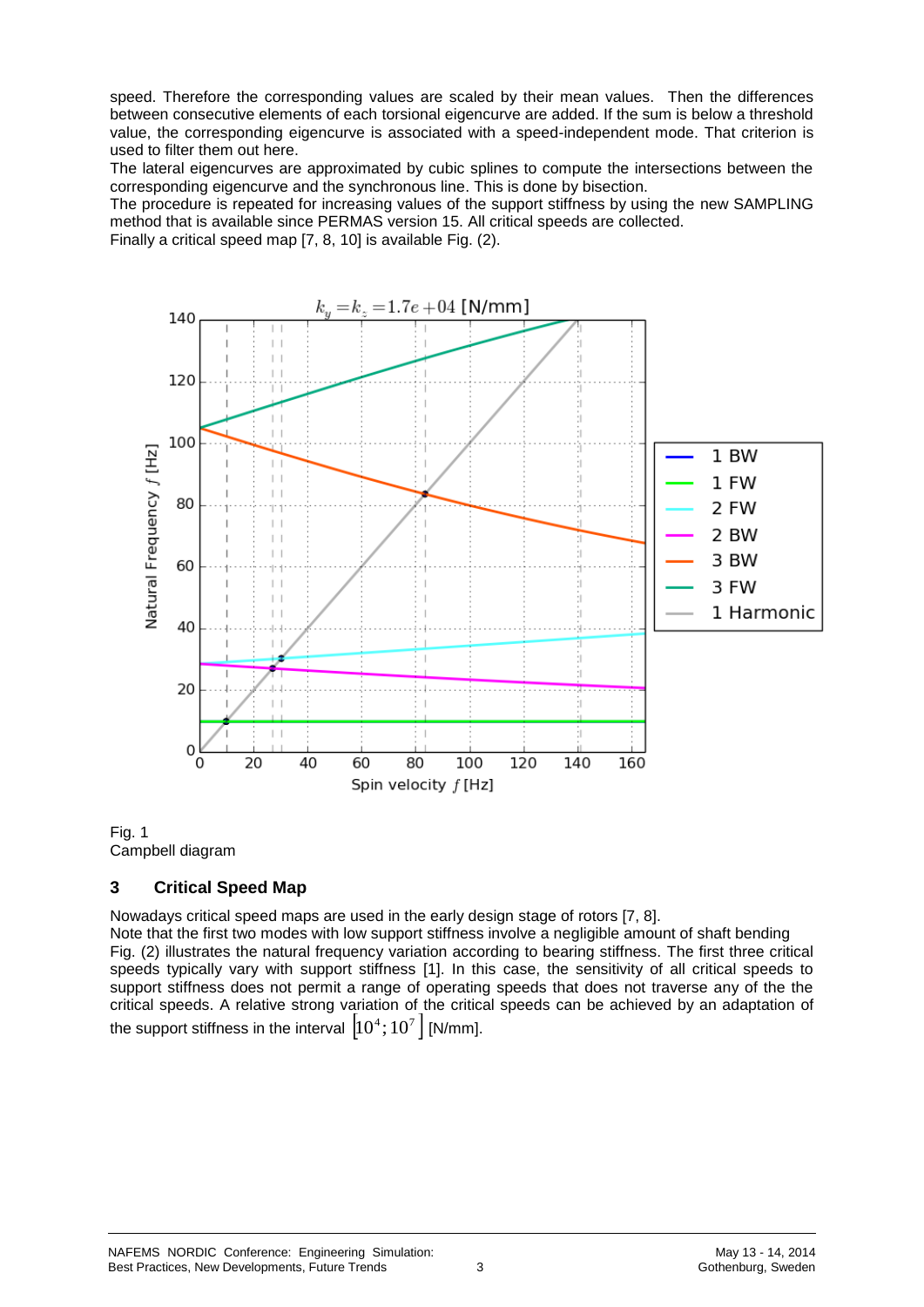speed. Therefore the corresponding values are scaled by their mean values. Then the differences between consecutive elements of each torsional eigencurve are added. If the sum is below a threshold value, the corresponding eigencurve is associated with a speed-independent mode. That criterion is used to filter them out here.
The lateral eigencurves are approximated by cubic splines to compute the intersections between the corresponding eigencurve and the synchronous line. This is done by bisection.
The procedure is repeated for increasing values of the support stiffness by using the new SAMPLING method that is available since PERMAS version 15. All critical speeds are collected.
Finally a critical speed map [7, 8, 10] is available Fig. (2).

Fig. 1
Campbell diagram

## 3 Critical Speed Map

Nowadays critical speed maps are used in the early design stage of rotors [7, 8].
Note that the first two modes with low support stiffness involve a negligible amount of shaft bending
Fig. (2) illustrates the natural frequency variation according to bearing stiffness. The first three critical speeds typically vary with support stiffness [1]. In this case, the sensitivity of all critical speeds to support stiffness does not permit a range of operating speeds that does not traverse any of the the critical speeds. A relative strong variation of the critical speeds can be achieved by an adaptation of the support stiffness in the interval $\left[10^4; 10^7\right]$ [N/mm].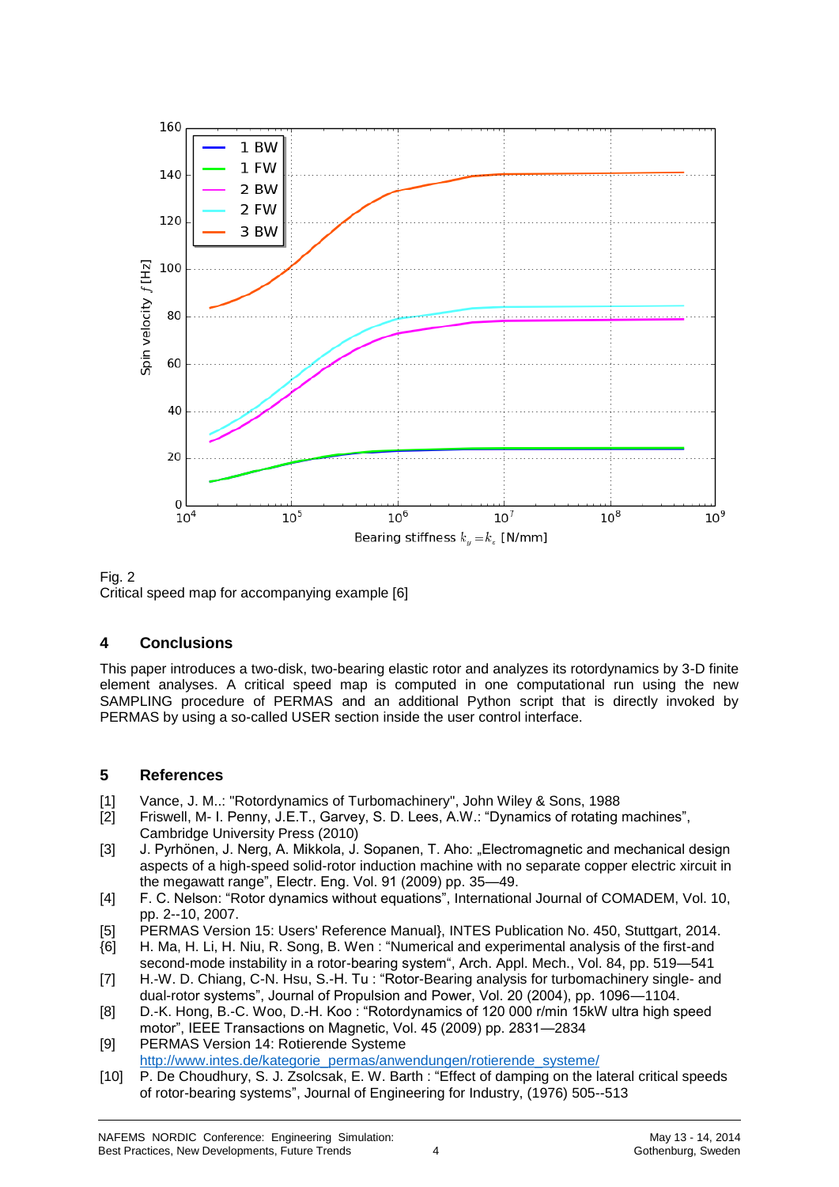160
140
120
100
80
60
40
20
0

1 BW
1 FW
2 BW
2 FW
3 BW

Spin velocity $f$ [Hz]

$10^4$ $10^5$ $10^6$ $10^7$ $10^8$ $10^9$

Bearing stiffness $k_y = k_z$ [N/mm]

Fig. 2
Critical speed map for accompanying example [6]

## 4 Conclusions

This paper introduces a two-disk, two-bearing elastic rotor and analyzes its rotordynamics by 3-D finite element analyses. A critical speed map is computed in one computational run using the new SAMPLING procedure of PERMAS and an additional Python script that is directly invoked by PERMAS by using a so-called USER section inside the user control interface.

## 5 References

[1] Vance, J. M..: "Rotordynamics of Turbomachinery", John Wiley & Sons, 1988

[2] Friswell, M- I. Penny, J.E.T., Garvey, S. D. Lees, A.W.: "Dynamics of rotating machines", Cambridge University Press (2010)

[3] J. Pyrhönen, J. Nerg, A. Mikkola, J. Sopanen, T. Aho: „Electromagnetic and mechanical design aspects of a high-speed solid-rotor induction machine with no separate copper electric xircuit in the megawatt range", Electr. Eng. Vol. 91 (2009) pp. 35—49.

[4] F. C. Nelson: "Rotor dynamics without equations", International Journal of COMADEM, Vol. 10, pp. 2--10, 2007.

[5] PERMAS Version 15: Users' Reference Manual}, INTES Publication No. 450, Stuttgart, 2014.

{6] H. Ma, H. Li, H. Niu, R. Song, B. Wen : "Numerical and experimental analysis of the first-and second-mode instability in a rotor-bearing system", Arch. Appl. Mech., Vol. 84, pp. 519—541

[7] H.-W. D. Chiang, C-N. Hsu, S.-H. Tu : "Rotor-Bearing analysis for turbomachinery single- and dual-rotor systems", Journal of Propulsion and Power, Vol. 20 (2004), pp. 1096—1104.

[8] D.-K. Hong, B.-C. Woo, D.-H. Koo : "Rotordynamics of 120 000 r/min 15kW ultra high speed motor", IEEE Transactions on Magnetic, Vol. 45 (2009) pp. 2831—2834

[9] PERMAS Version 14: Rotierende Systeme http://www.intes.de/kategorie_permas/anwendungen/rotierende_systeme/

[10] P. De Choudhury, S. J. Zsolcsak, E. W. Barth : "Effect of damping on the lateral critical speeds of rotor-bearing systems", Journal of Engineering for Industry, (1976) 505--513